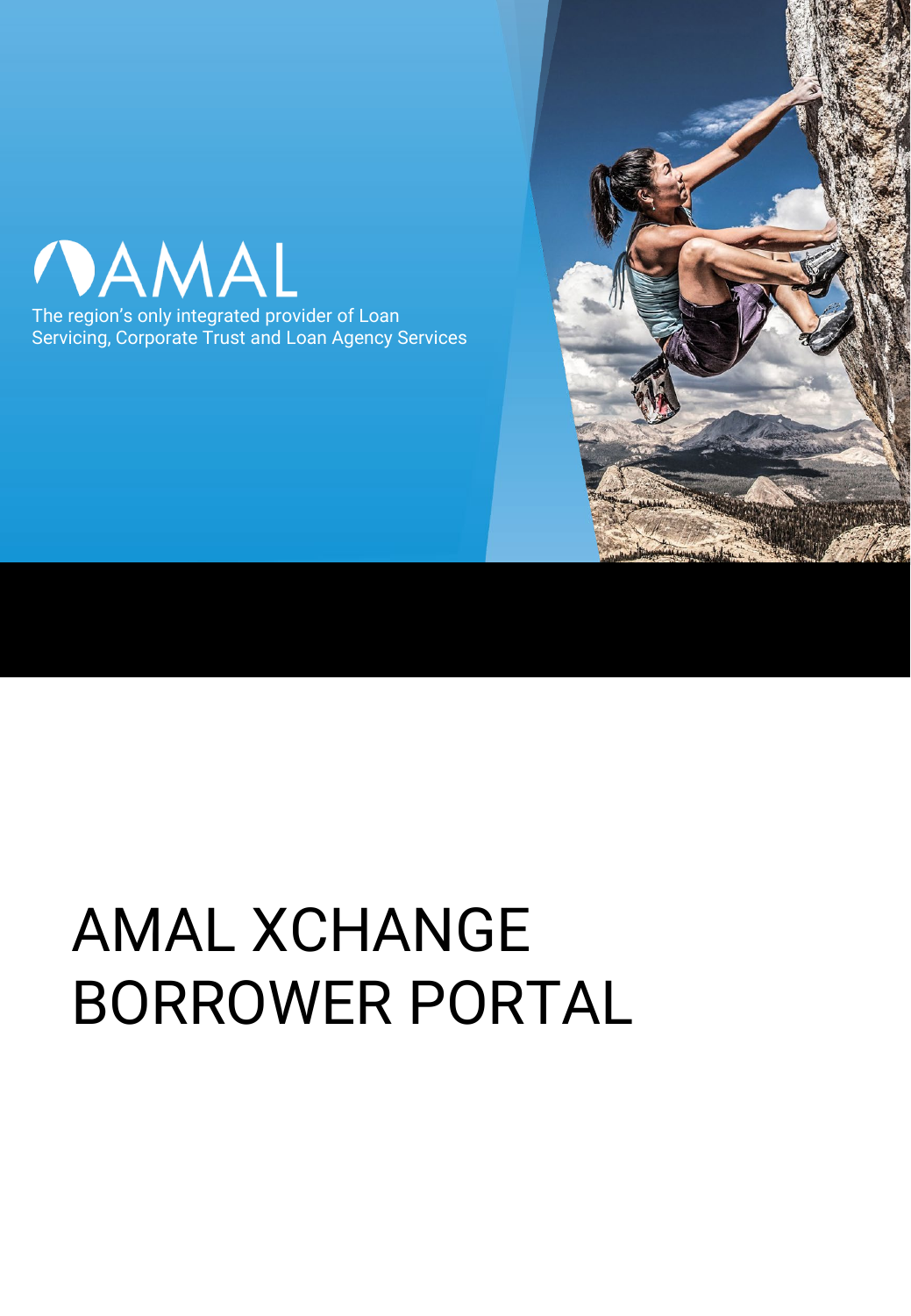AMAL

The region's only integrated provider of Loan Servicing, Corporate Trust and Loan Agency Services

# AMAL XCHANGE BORROWER PORTAL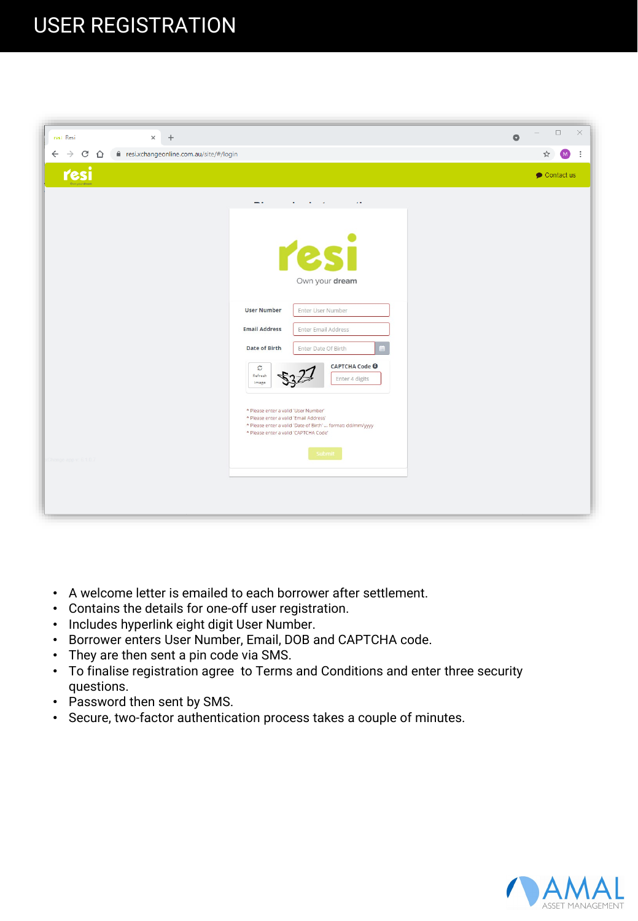# USER REGISTRATION

- A welcome letter is emailed to each borrower after settlement.
- Contains the details for one-off user registration.
- Includes hyperlink eight digit User Number.
- Borrower enters User Number, Email, DOB and CAPTCHA code.
- They are then sent a pin code via SMS.
- To finalise registration agree  to Terms and Conditions and enter three security questions.
- Password then sent by SMS.
- Secure, two-factor authentication process takes a couple of minutes.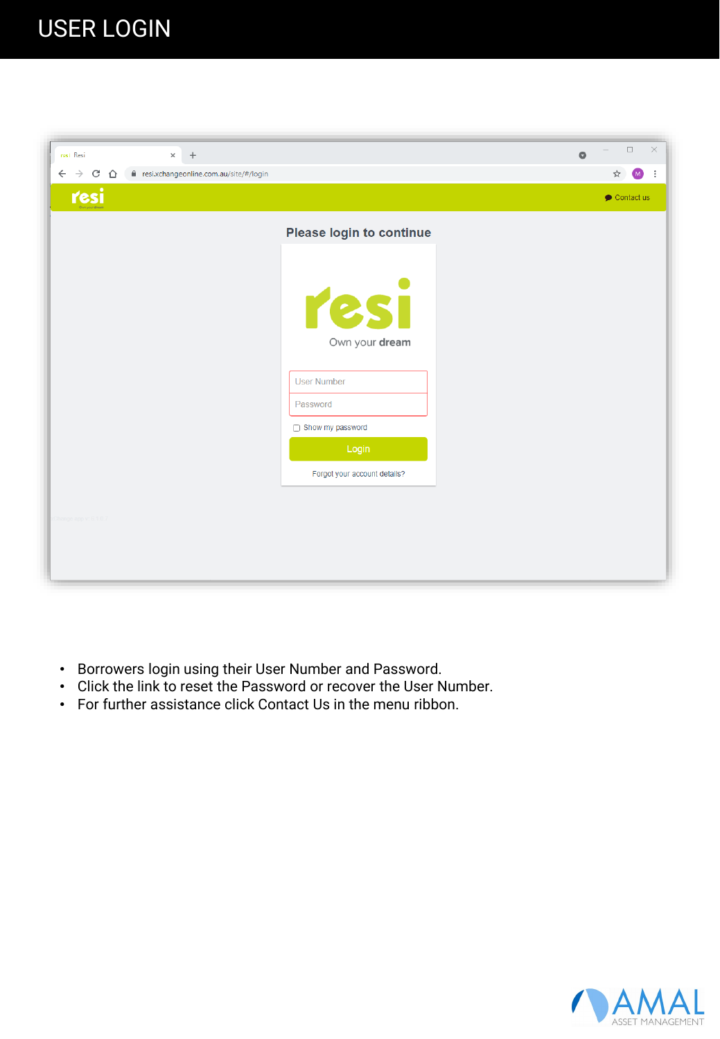# USER LOGIN

- Borrowers login using their User Number and Password.
- Click the link to reset the Password or recover the User Number.
- For further assistance click Contact Us in the menu ribbon.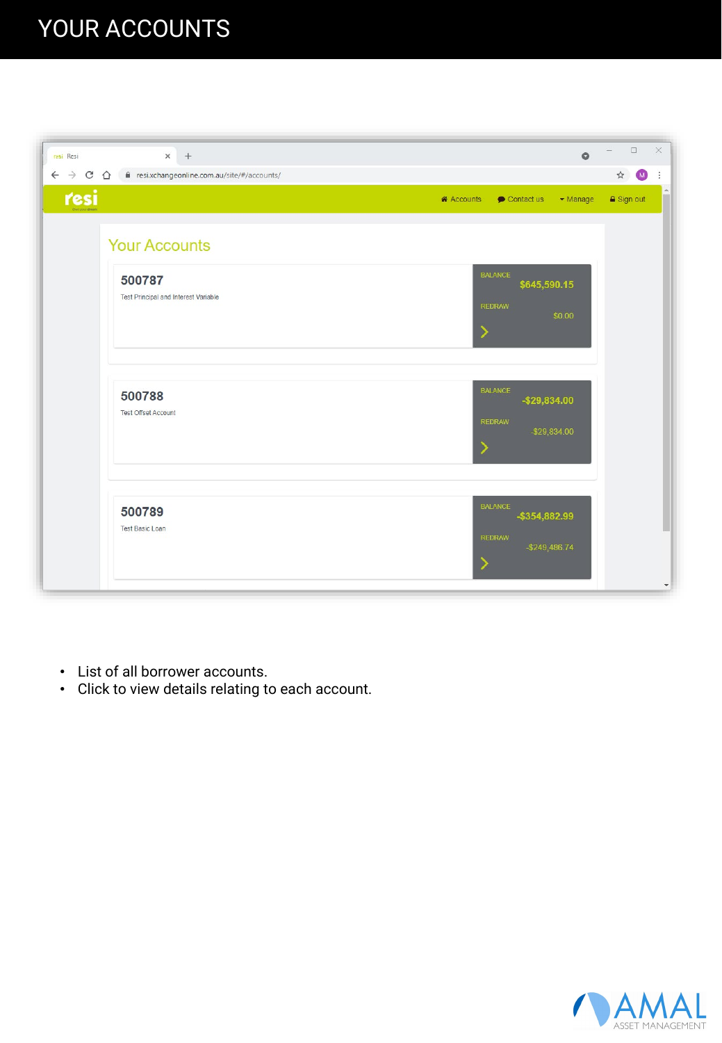# YOUR ACCOUNTS

- List of all borrower accounts.
- Click to view details relating to each account.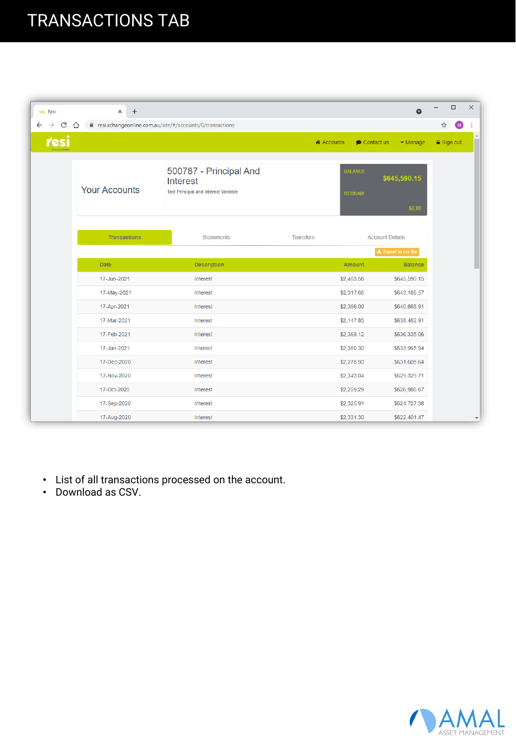# TRANSACTIONS TAB

Your Accounts

500787 - Principal And Interest

Test Principal and Interest Variable

BALANCE $645,590.15

REDRAW $0.00

Transactions | Statements | Transfers | Account Details

Export to csv file

| Date | Description | Amount | Balance |
|---|---|---|---|
| 17-Jun-2021 | Interest | $2,403.58 | $645,590.15 |
| 17-May-2021 | Interest | $2,317.66 | $643,186.57 |
| 17-Apr-2021 | Interest | $2,386.00 | $640,868.91 |
| 17-Mar-2021 | Interest | $2,147.85 | $638,482.91 |
| 17-Feb-2021 | Interest | $2,369.12 | $636,335.06 |
| 17-Jan-2021 | Interest | $2,360.30 | $633,965.94 |
| 17-Dec-2020 | Interest | $2,275.93 | $631,605.64 |
| 17-Nov-2020 | Interest | $2,343.04 | $629,329.71 |
| 17-Oct-2020 | Interest | $2,259.29 | $626,986.67 |
| 17-Sep-2020 | Interest | $2,325.91 | $624,727.38 |
| 17-Aug-2020 | Interest | $2,331.30 | $622,401.47 |

- List of all transactions processed on the account.
- Download as CSV.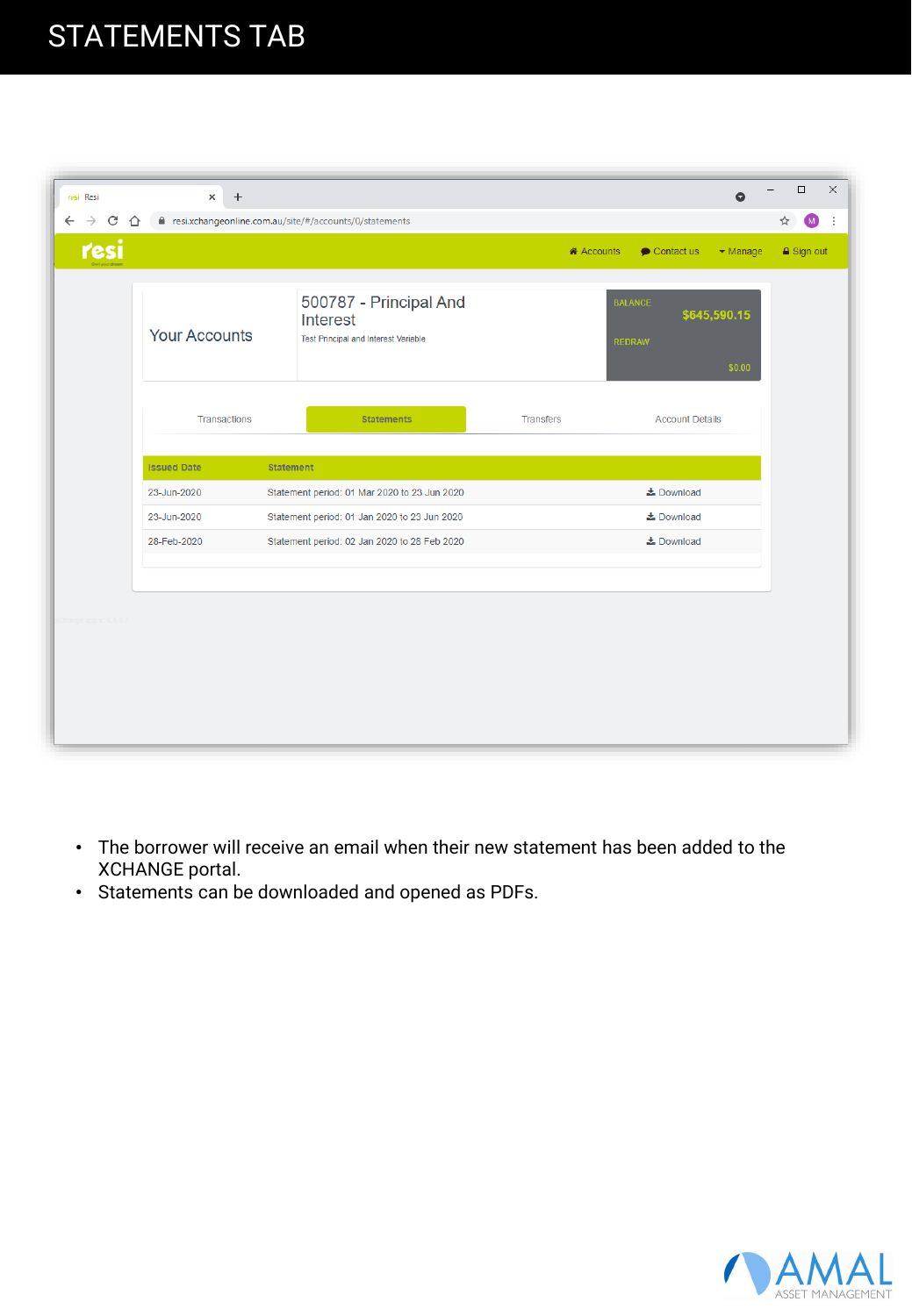# STATEMENTS TAB

Your Accounts

500787 - Principal And Interest

Test Principal and Interest Variable

BALANCE $645,590.15

REDRAW $0.00

Transactions | Statements | Transfers | Account Details

| Issued Date | Statement | |
|---|---|---|
| 23-Jun-2020 | Statement period: 01 Mar 2020 to 23 Jun 2020 | Download |
| 23-Jun-2020 | Statement period: 01 Jan 2020 to 23 Jun 2020 | Download |
| 28-Feb-2020 | Statement period: 02 Jan 2020 to 28 Feb 2020 | Download |

- The borrower will receive an email when their new statement has been added to the XCHANGE portal.
- Statements can be downloaded and opened as PDFs.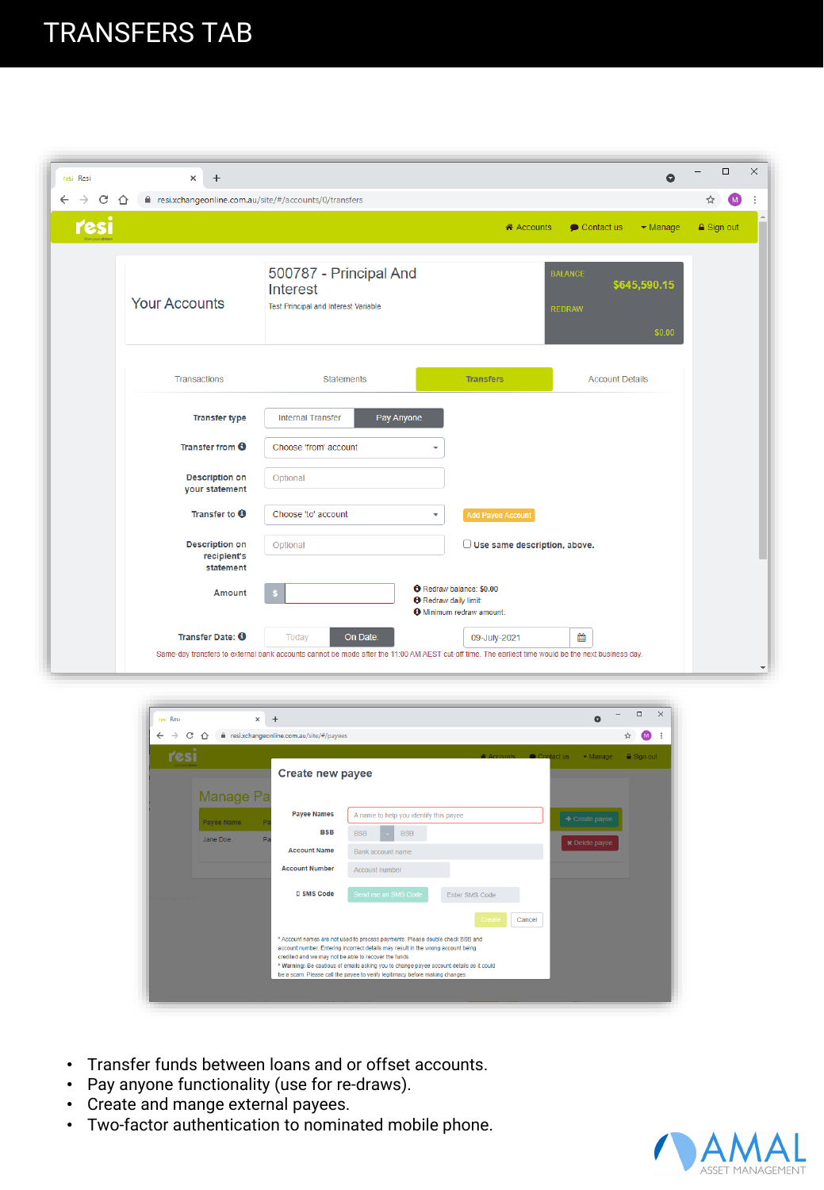# TRANSFERS TAB

- Transfer funds between loans and or offset accounts.
- Pay anyone functionality (use for re-draws).
- Create and mange external payees.
- Two-factor authentication to nominated mobile phone.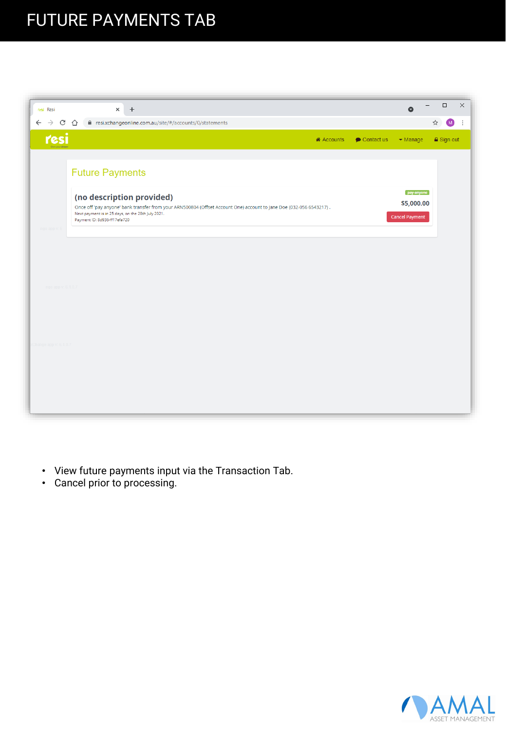# FUTURE PAYMENTS TAB

- View future payments input via the Transaction Tab.
- Cancel prior to processing.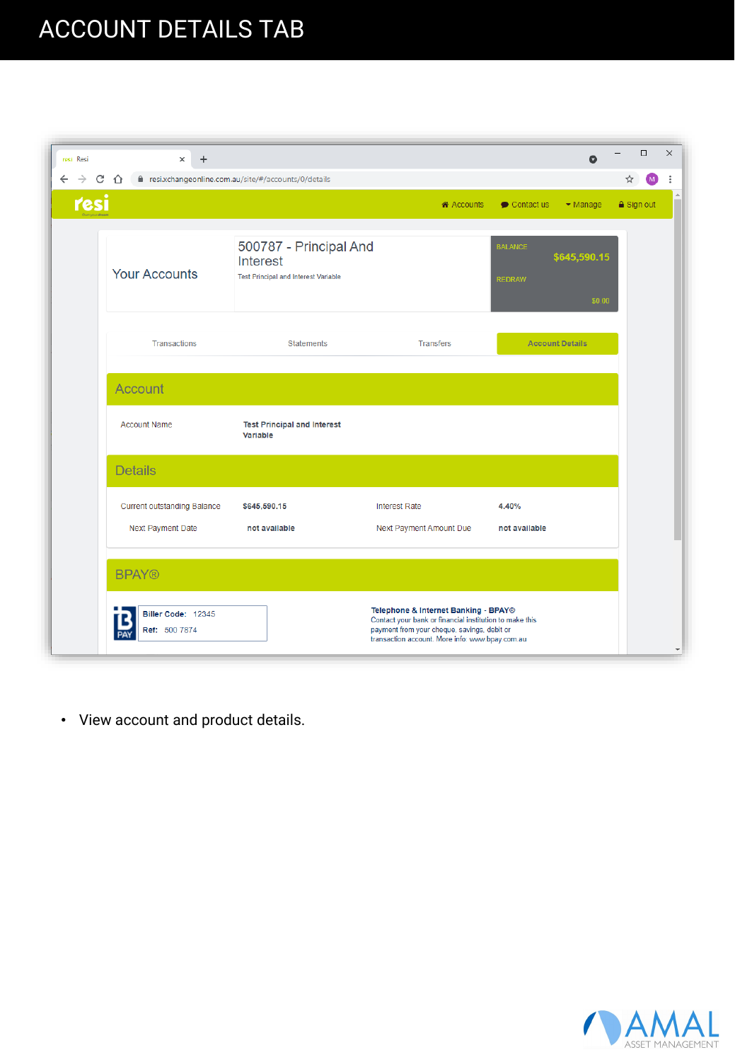# ACCOUNT DETAILS TAB

- View account and product details.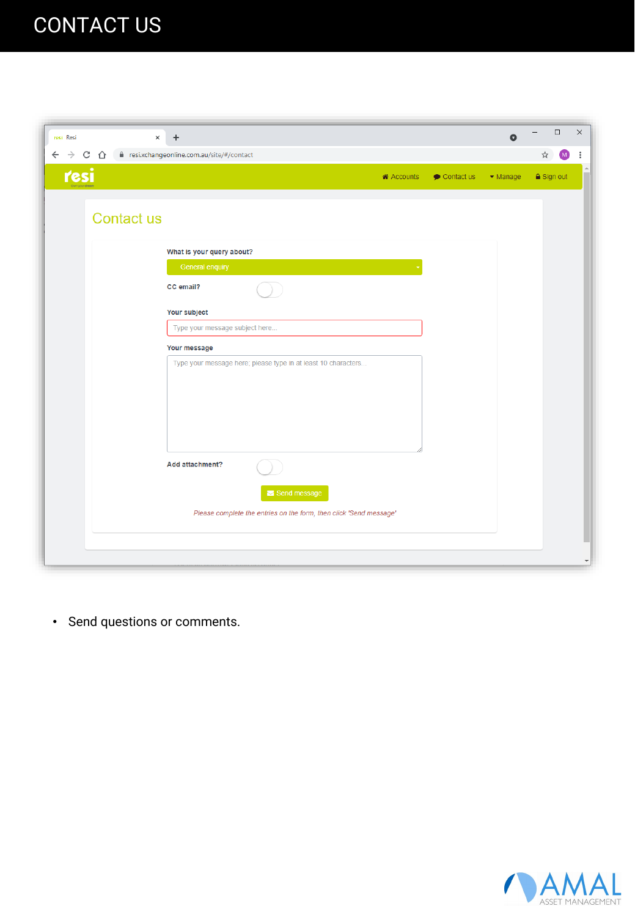# CONTACT US

- Send questions or comments.